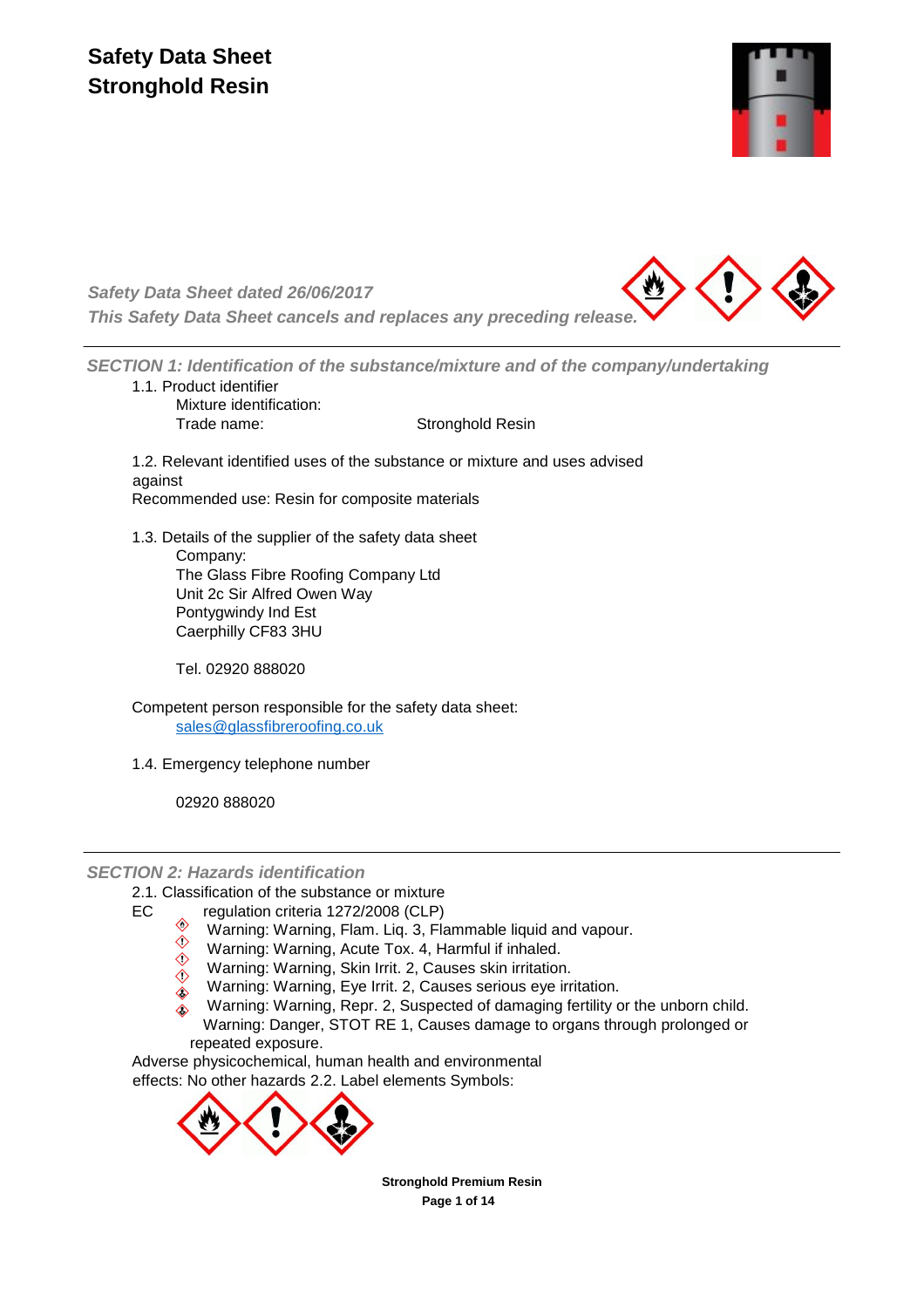# Safety Data Sheet
# Stronghold Resin

*Safety Data Sheet dated 26/06/2017*

*This Safety Data Sheet cancels and replaces any preceding release.*

## *SECTION 1: Identification of the substance/mixture and of the company/undertaking*

1.1. Product identifier

Mixture identification:

Trade name: Stronghold Resin

1.2. Relevant identified uses of the substance or mixture and uses advised against

Recommended use: Resin for composite materials

1.3. Details of the supplier of the safety data sheet

Company:
The Glass Fibre Roofing Company Ltd
Unit 2c Sir Alfred Owen Way
Pontygwindy Ind Est
Caerphilly CF83 3HU

Tel. 02920 888020

Competent person responsible for the safety data sheet:
sales@glassfibreroofing.co.uk

1.4. Emergency telephone number

02920 888020

## *SECTION 2: Hazards identification*

2.1. Classification of the substance or mixture

EC regulation criteria 1272/2008 (CLP)

- Warning: Warning, Flam. Liq. 3, Flammable liquid and vapour.
- Warning: Warning, Acute Tox. 4, Harmful if inhaled.
- Warning: Warning, Skin Irrit. 2, Causes skin irritation.
- Warning: Warning, Eye Irrit. 2, Causes serious eye irritation.
- Warning: Warning, Repr. 2, Suspected of damaging fertility or the unborn child.
- Warning: Danger, STOT RE 1, Causes damage to organs through prolonged or repeated exposure.

Adverse physicochemical, human health and environmental effects: No other hazards 2.2. Label elements Symbols: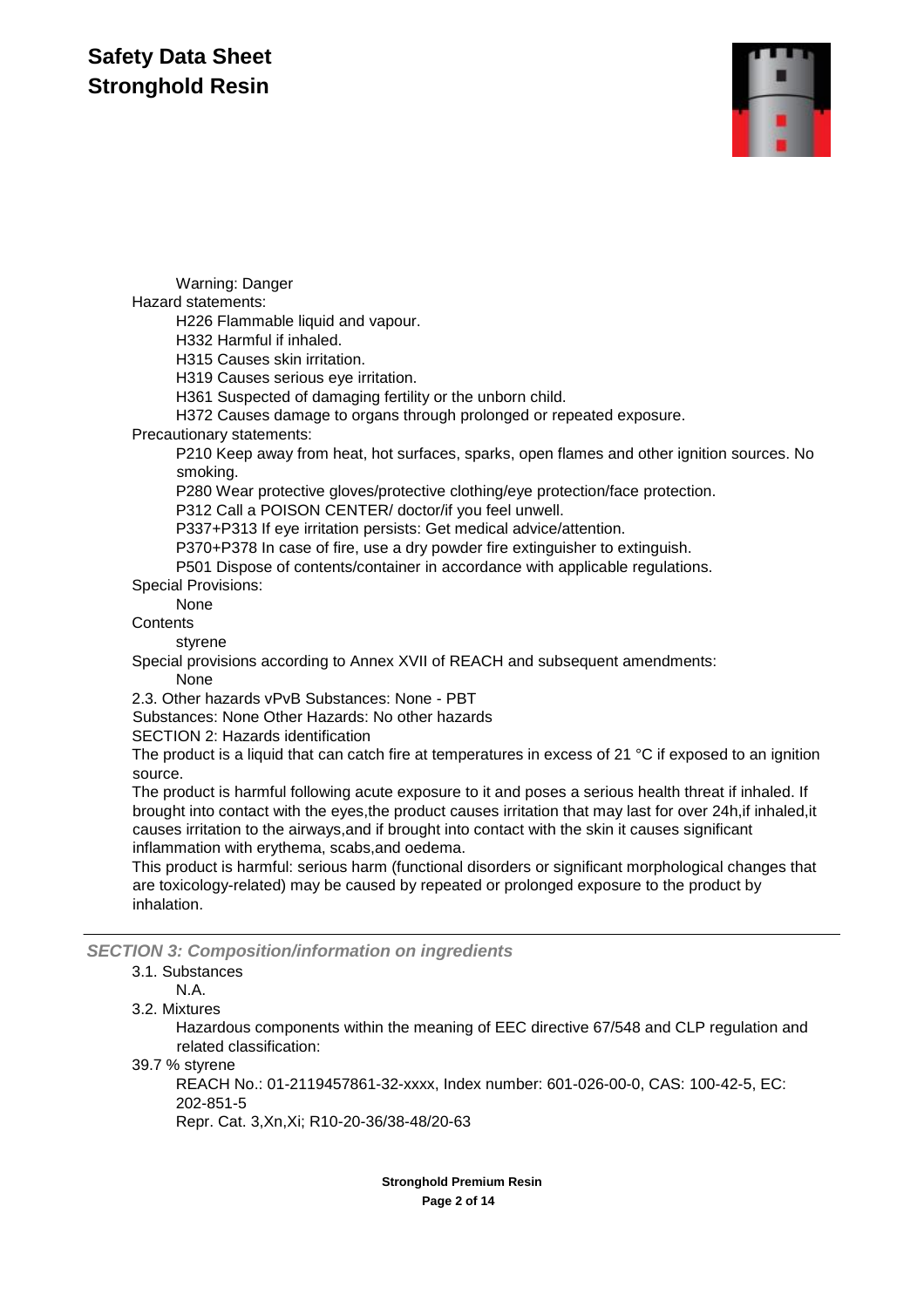Warning: Danger

Hazard statements:

- H226 Flammable liquid and vapour.
- H332 Harmful if inhaled.
- H315 Causes skin irritation.
- H319 Causes serious eye irritation.
- H361 Suspected of damaging fertility or the unborn child.
- H372 Causes damage to organs through prolonged or repeated exposure.

Precautionary statements:

- P210 Keep away from heat, hot surfaces, sparks, open flames and other ignition sources. No smoking.
- P280 Wear protective gloves/protective clothing/eye protection/face protection.
- P312 Call a POISON CENTER/ doctor/if you feel unwell.
- P337+P313 If eye irritation persists: Get medical advice/attention.
- P370+P378 In case of fire, use a dry powder fire extinguisher to extinguish.
- P501 Dispose of contents/container in accordance with applicable regulations.

Special Provisions:

None

Contents

styrene

Special provisions according to Annex XVII of REACH and subsequent amendments:

None

2.3. Other hazards vPvB Substances: None - PBT

Substances: None Other Hazards: No other hazards

SECTION 2: Hazards identification

The product is a liquid that can catch fire at temperatures in excess of 21 °C if exposed to an ignition source.

The product is harmful following acute exposure to it and poses a serious health threat if inhaled. If brought into contact with the eyes,the product causes irritation that may last for over 24h,if inhaled,it causes irritation to the airways,and if brought into contact with the skin it causes significant inflammation with erythema, scabs,and oedema.

This product is harmful: serious harm (functional disorders or significant morphological changes that are toxicology-related) may be caused by repeated or prolonged exposure to the product by inhalation.

## *SECTION 3: Composition/information on ingredients*

3.1. Substances

N.A.

3.2. Mixtures

Hazardous components within the meaning of EEC directive 67/548 and CLP regulation and related classification:

39.7 % styrene

REACH No.: 01-2119457861-32-xxxx, Index number: 601-026-00-0, CAS: 100-42-5, EC: 202-851-5

Repr. Cat. 3,Xn,Xi; R10-20-36/38-48/20-63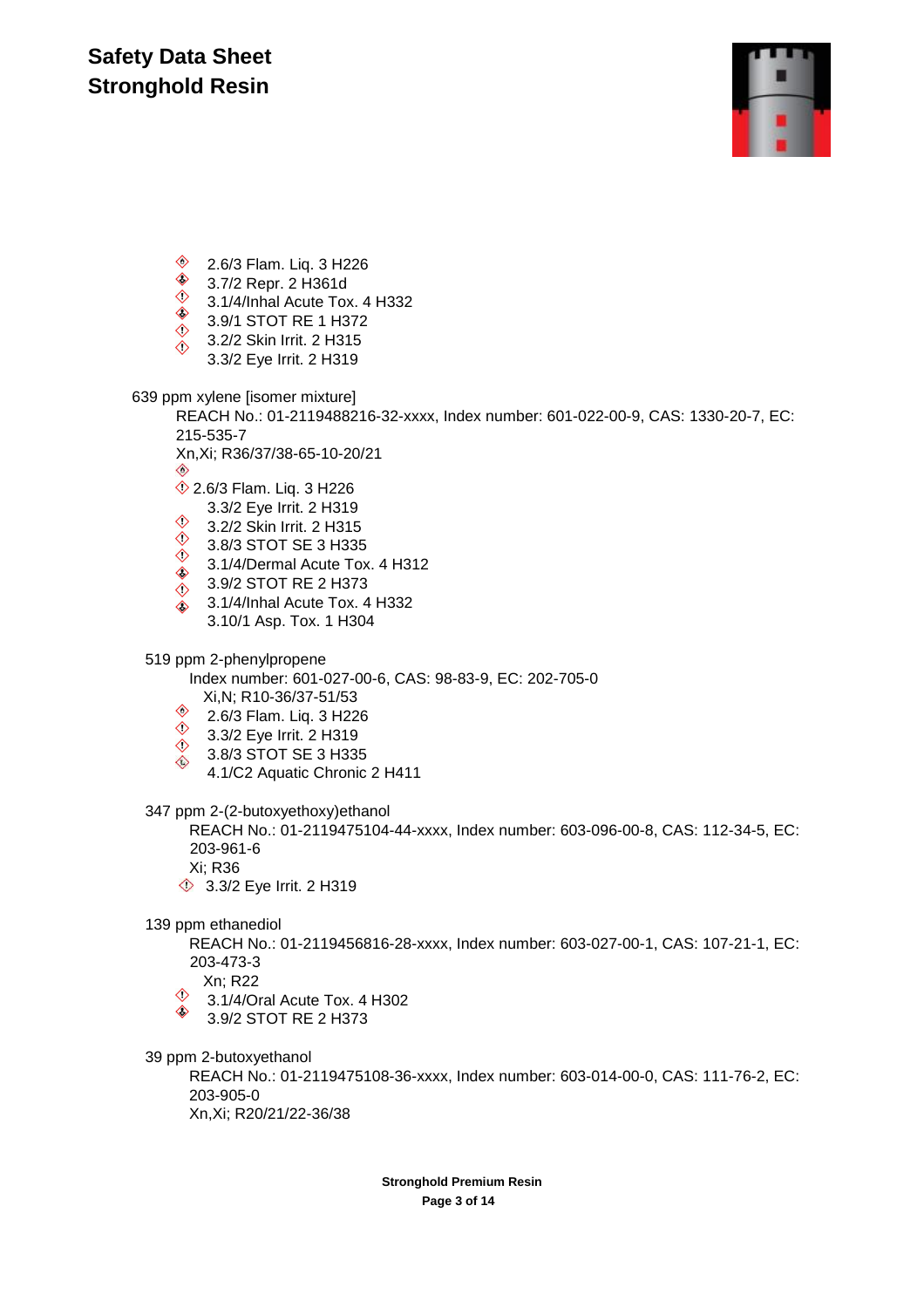2.6/3 Flam. Liq. 3 H226
3.7/2 Repr. 2 H361d
3.1/4/Inhal Acute Tox. 4 H332
3.9/1 STOT RE 1 H372
3.2/2 Skin Irrit. 2 H315
3.3/2 Eye Irrit. 2 H319

639 ppm xylene [isomer mixture]

REACH No.: 01-2119488216-32-xxxx, Index number: 601-022-00-9, CAS: 1330-20-7, EC: 215-535-7
Xn,Xi; R36/37/38-65-10-20/21

2.6/3 Flam. Liq. 3 H226
3.3/2 Eye Irrit. 2 H319
3.2/2 Skin Irrit. 2 H315
3.8/3 STOT SE 3 H335
3.1/4/Dermal Acute Tox. 4 H312
3.9/2 STOT RE 2 H373
3.1/4/Inhal Acute Tox. 4 H332
3.10/1 Asp. Tox. 1 H304

519 ppm 2-phenylpropene

Index number: 601-027-00-6, CAS: 98-83-9, EC: 202-705-0
Xi,N; R10-36/37-51/53

2.6/3 Flam. Liq. 3 H226
3.3/2 Eye Irrit. 2 H319
3.8/3 STOT SE 3 H335
4.1/C2 Aquatic Chronic 2 H411

347 ppm 2-(2-butoxyethoxy)ethanol

REACH No.: 01-2119475104-44-xxxx, Index number: 603-096-00-8, CAS: 112-34-5, EC: 203-961-6
Xi; R36

3.3/2 Eye Irrit. 2 H319

139 ppm ethanediol

REACH No.: 01-2119456816-28-xxxx, Index number: 603-027-00-1, CAS: 107-21-1, EC: 203-473-3
Xn; R22

3.1/4/Oral Acute Tox. 4 H302
3.9/2 STOT RE 2 H373

39 ppm 2-butoxyethanol

REACH No.: 01-2119475108-36-xxxx, Index number: 603-014-00-0, CAS: 111-76-2, EC: 203-905-0
Xn,Xi; R20/21/22-36/38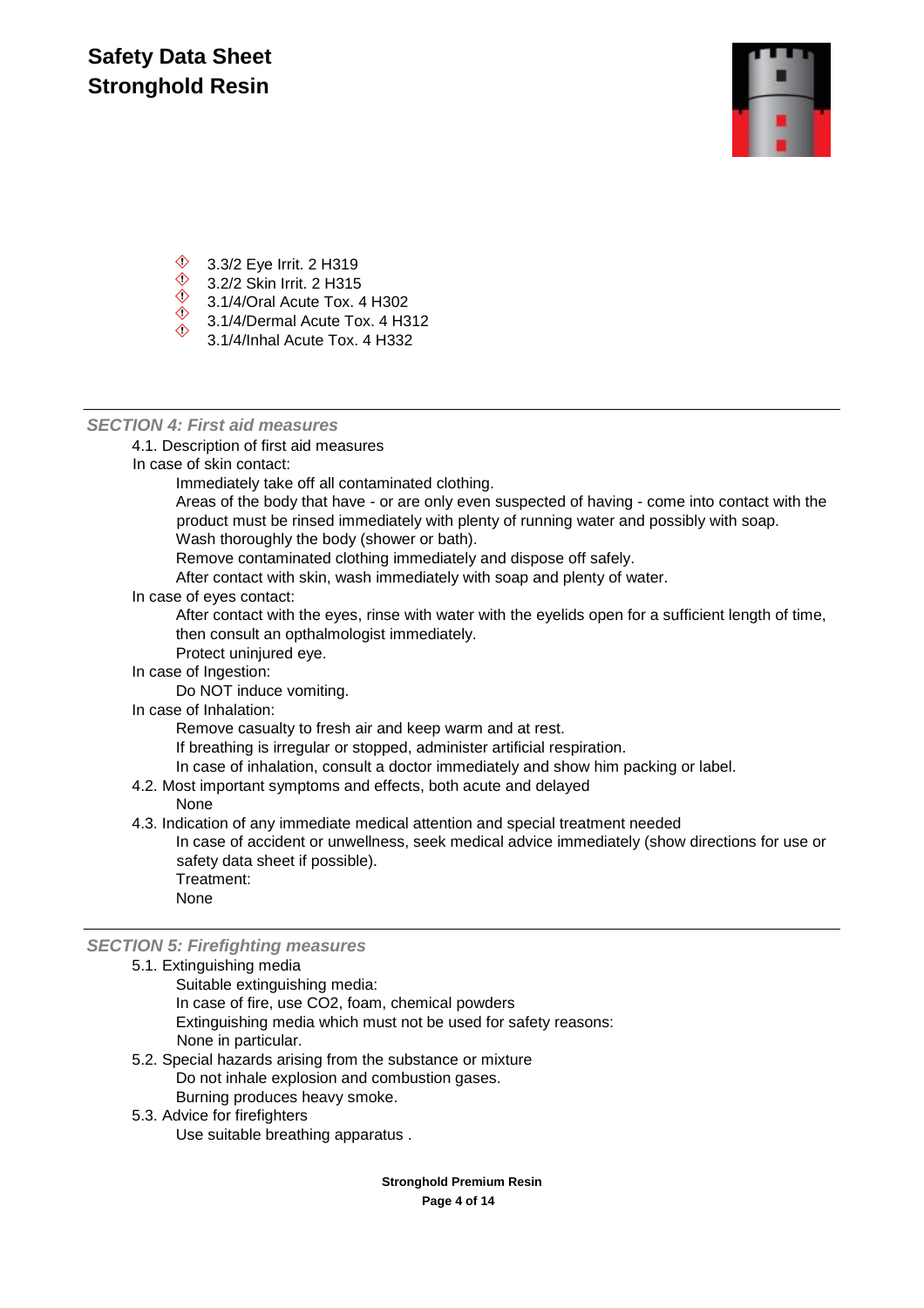- 3.3/2 Eye Irrit. 2 H319
- 3.2/2 Skin Irrit. 2 H315
- 3.1/4/Oral Acute Tox. 4 H302
- 3.1/4/Dermal Acute Tox. 4 H312
- 3.1/4/Inhal Acute Tox. 4 H332

## *SECTION 4: First aid measures*

4.1. Description of first aid measures

In case of skin contact:

Immediately take off all contaminated clothing.

Areas of the body that have - or are only even suspected of having - come into contact with the product must be rinsed immediately with plenty of running water and possibly with soap.

Wash thoroughly the body (shower or bath).

Remove contaminated clothing immediately and dispose off safely.

After contact with skin, wash immediately with soap and plenty of water.

In case of eyes contact:

After contact with the eyes, rinse with water with the eyelids open for a sufficient length of time, then consult an opthalmologist immediately.

Protect uninjured eye.

In case of Ingestion:

Do NOT induce vomiting.

In case of Inhalation:

Remove casualty to fresh air and keep warm and at rest.

If breathing is irregular or stopped, administer artificial respiration.

In case of inhalation, consult a doctor immediately and show him packing or label.

4.2. Most important symptoms and effects, both acute and delayed

None

4.3. Indication of any immediate medical attention and special treatment needed

In case of accident or unwellness, seek medical advice immediately (show directions for use or safety data sheet if possible).

Treatment:

None

## *SECTION 5: Firefighting measures*

5.1. Extinguishing media

Suitable extinguishing media:

In case of fire, use $CO_2$, foam, chemical powders

Extinguishing media which must not be used for safety reasons:

None in particular.

5.2. Special hazards arising from the substance or mixture

Do not inhale explosion and combustion gases.

Burning produces heavy smoke.

5.3. Advice for firefighters

Use suitable breathing apparatus .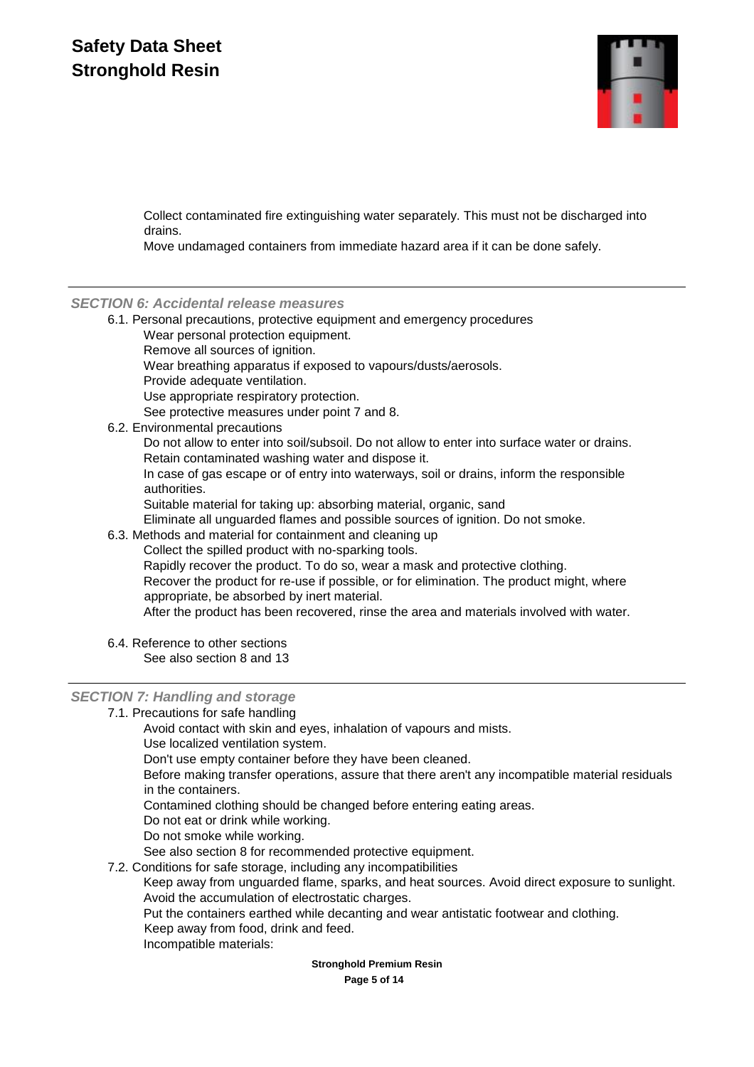Collect contaminated fire extinguishing water separately. This must not be discharged into drains.

Move undamaged containers from immediate hazard area if it can be done safely.

## *SECTION 6: Accidental release measures*

6.1. Personal precautions, protective equipment and emergency procedures

Wear personal protection equipment.
Remove all sources of ignition.
Wear breathing apparatus if exposed to vapours/dusts/aerosols.
Provide adequate ventilation.
Use appropriate respiratory protection.
See protective measures under point 7 and 8.

6.2. Environmental precautions

Do not allow to enter into soil/subsoil. Do not allow to enter into surface water or drains.
Retain contaminated washing water and dispose it.
In case of gas escape or of entry into waterways, soil or drains, inform the responsible authorities.
Suitable material for taking up: absorbing material, organic, sand
Eliminate all unguarded flames and possible sources of ignition. Do not smoke.

6.3. Methods and material for containment and cleaning up

Collect the spilled product with no-sparking tools.
Rapidly recover the product. To do so, wear a mask and protective clothing.
Recover the product for re-use if possible, or for elimination. The product might, where appropriate, be absorbed by inert material.
After the product has been recovered, rinse the area and materials involved with water.

6.4. Reference to other sections

See also section 8 and 13

## *SECTION 7: Handling and storage*

7.1. Precautions for safe handling

Avoid contact with skin and eyes, inhalation of vapours and mists.
Use localized ventilation system.
Don't use empty container before they have been cleaned.
Before making transfer operations, assure that there aren't any incompatible material residuals in the containers.
Contamined clothing should be changed before entering eating areas.
Do not eat or drink while working.
Do not smoke while working.
See also section 8 for recommended protective equipment.

7.2. Conditions for safe storage, including any incompatibilities

Keep away from unguarded flame, sparks, and heat sources. Avoid direct exposure to sunlight.
Avoid the accumulation of electrostatic charges.
Put the containers earthed while decanting and wear antistatic footwear and clothing.
Keep away from food, drink and feed.
Incompatible materials: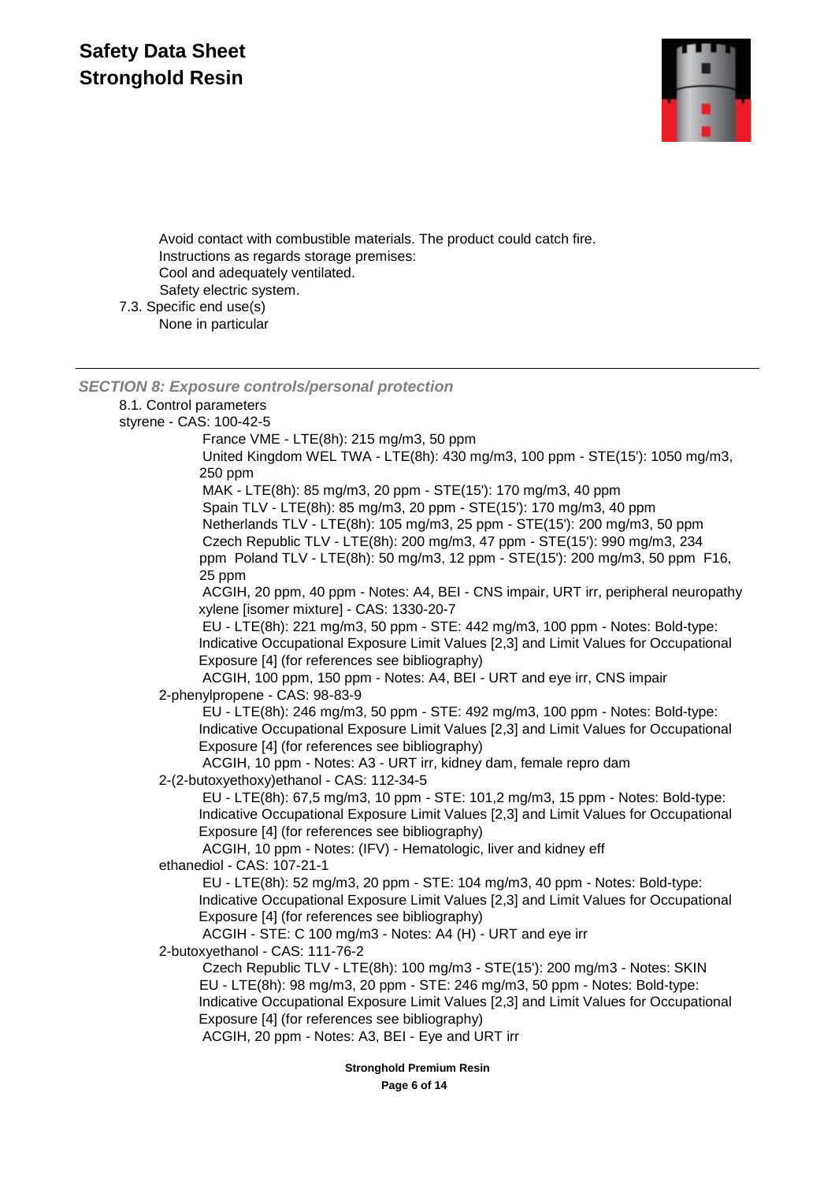Avoid contact with combustible materials. The product could catch fire.
Instructions as regards storage premises:
Cool and adequately ventilated.
Safety electric system.

7.3. Specific end use(s)
None in particular

---

### *SECTION 8: Exposure controls/personal protection*

8.1. Control parameters

styrene - CAS: 100-42-5

- France VME - LTE(8h): 215 mg/m3, 50 ppm
- United Kingdom WEL TWA - LTE(8h): 430 mg/m3, 100 ppm - STE(15'): 1050 mg/m3, 250 ppm
- MAK - LTE(8h): 85 mg/m3, 20 ppm - STE(15'): 170 mg/m3, 40 ppm
- Spain TLV - LTE(8h): 85 mg/m3, 20 ppm - STE(15'): 170 mg/m3, 40 ppm
- Netherlands TLV - LTE(8h): 105 mg/m3, 25 ppm - STE(15'): 200 mg/m3, 50 ppm
- Czech Republic TLV - LTE(8h): 200 mg/m3, 47 ppm - STE(15'): 990 mg/m3, 234 ppm Poland TLV - LTE(8h): 50 mg/m3, 12 ppm - STE(15'): 200 mg/m3, 50 ppm F16, 25 ppm
- ACGIH, 20 ppm, 40 ppm - Notes: A4, BEI - CNS impair, URT irr, peripheral neuropathy

xylene [isomer mixture] - CAS: 1330-20-7

- EU - LTE(8h): 221 mg/m3, 50 ppm - STE: 442 mg/m3, 100 ppm - Notes: Bold-type: Indicative Occupational Exposure Limit Values [2,3] and Limit Values for Occupational Exposure [4] (for references see bibliography)
- ACGIH, 100 ppm, 150 ppm - Notes: A4, BEI - URT and eye irr, CNS impair

2-phenylpropene - CAS: 98-83-9

- EU - LTE(8h): 246 mg/m3, 50 ppm - STE: 492 mg/m3, 100 ppm - Notes: Bold-type: Indicative Occupational Exposure Limit Values [2,3] and Limit Values for Occupational Exposure [4] (for references see bibliography)
- ACGIH, 10 ppm - Notes: A3 - URT irr, kidney dam, female repro dam

2-(2-butoxyethoxy)ethanol - CAS: 112-34-5

- EU - LTE(8h): 67,5 mg/m3, 10 ppm - STE: 101,2 mg/m3, 15 ppm - Notes: Bold-type: Indicative Occupational Exposure Limit Values [2,3] and Limit Values for Occupational Exposure [4] (for references see bibliography)
- ACGIH, 10 ppm - Notes: (IFV) - Hematologic, liver and kidney eff

ethanediol - CAS: 107-21-1

- EU - LTE(8h): 52 mg/m3, 20 ppm - STE: 104 mg/m3, 40 ppm - Notes: Bold-type: Indicative Occupational Exposure Limit Values [2,3] and Limit Values for Occupational Exposure [4] (for references see bibliography)
- ACGIH - STE: C 100 mg/m3 - Notes: A4 (H) - URT and eye irr

2-butoxyethanol - CAS: 111-76-2

- Czech Republic TLV - LTE(8h): 100 mg/m3 - STE(15'): 200 mg/m3 - Notes: SKIN
- EU - LTE(8h): 98 mg/m3, 20 ppm - STE: 246 mg/m3, 50 ppm - Notes: Bold-type: Indicative Occupational Exposure Limit Values [2,3] and Limit Values for Occupational Exposure [4] (for references see bibliography)
- ACGIH, 20 ppm - Notes: A3, BEI - Eye and URT irr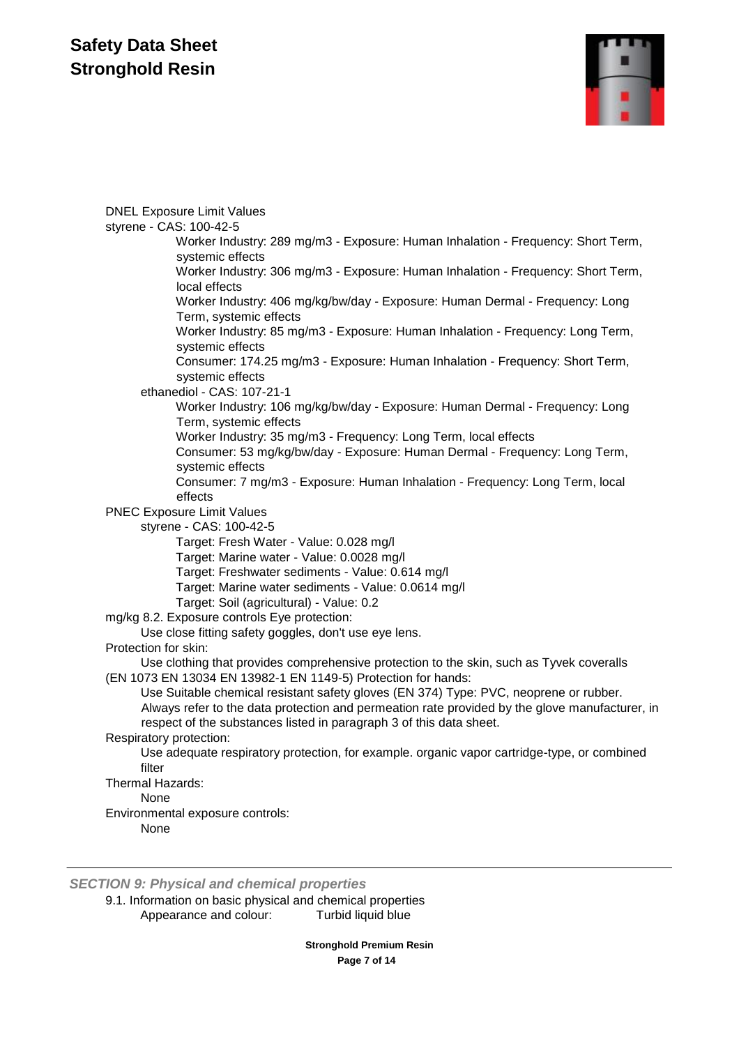DNEL Exposure Limit Values

styrene - CAS: 100-42-5

- Worker Industry: 289 mg/m3 - Exposure: Human Inhalation - Frequency: Short Term, systemic effects
- Worker Industry: 306 mg/m3 - Exposure: Human Inhalation - Frequency: Short Term, local effects
- Worker Industry: 406 mg/kg/bw/day - Exposure: Human Dermal - Frequency: Long Term, systemic effects
- Worker Industry: 85 mg/m3 - Exposure: Human Inhalation - Frequency: Long Term, systemic effects
- Consumer: 174.25 mg/m3 - Exposure: Human Inhalation - Frequency: Short Term, systemic effects

ethanediol - CAS: 107-21-1

- Worker Industry: 106 mg/kg/bw/day - Exposure: Human Dermal - Frequency: Long Term, systemic effects
- Worker Industry: 35 mg/m3 - Frequency: Long Term, local effects
- Consumer: 53 mg/kg/bw/day - Exposure: Human Dermal - Frequency: Long Term, systemic effects
- Consumer: 7 mg/m3 - Exposure: Human Inhalation - Frequency: Long Term, local effects

PNEC Exposure Limit Values

styrene - CAS: 100-42-5

- Target: Fresh Water - Value: 0.028 mg/l
- Target: Marine water - Value: 0.0028 mg/l
- Target: Freshwater sediments - Value: 0.614 mg/l
- Target: Marine water sediments - Value: 0.0614 mg/l
- Target: Soil (agricultural) - Value: 0.2

mg/kg 8.2. Exposure controls Eye protection:

Use close fitting safety goggles, don't use eye lens.

Protection for skin:

Use clothing that provides comprehensive protection to the skin, such as Tyvek coveralls (EN 1073 EN 13034 EN 13982-1 EN 1149-5) Protection for hands:

Use Suitable chemical resistant safety gloves (EN 374) Type: PVC, neoprene or rubber. Always refer to the data protection and permeation rate provided by the glove manufacturer, in respect of the substances listed in paragraph 3 of this data sheet.

Respiratory protection:

Use adequate respiratory protection, for example. organic vapor cartridge-type, or combined filter

Thermal Hazards:

None

Environmental exposure controls:

None

## *SECTION 9: Physical and chemical properties*

9.1. Information on basic physical and chemical properties

Appearance and colour: Turbid liquid blue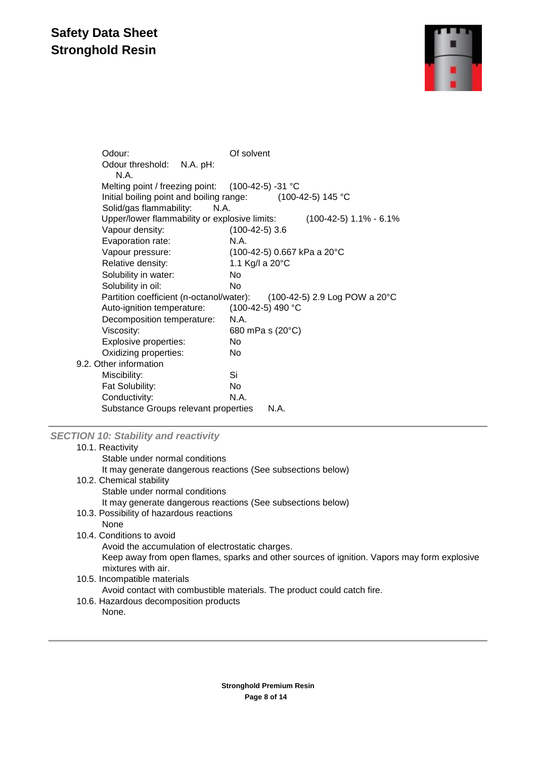Odour: Of solvent
Odour threshold: N.A. pH: N.A.
Melting point / freezing point: (100-42-5) -31 °C
Initial boiling point and boiling range: (100-42-5) 145 °C
Solid/gas flammability: N.A.
Upper/lower flammability or explosive limits: (100-42-5) 1.1% - 6.1%
Vapour density: (100-42-5) 3.6
Evaporation rate: N.A.
Vapour pressure: (100-42-5) 0.667 kPa a 20°C
Relative density: 1.1 Kg/l a 20°C
Solubility in water: No
Solubility in oil: No
Partition coefficient (n-octanol/water): (100-42-5) 2.9 Log POW a 20°C
Auto-ignition temperature: (100-42-5) 490 °C
Decomposition temperature: N.A.
Viscosity: 680 mPa s (20°C)
Explosive properties: No
Oxidizing properties: No

9.2. Other information
Miscibility: Si
Fat Solubility: No
Conductivity: N.A.
Substance Groups relevant properties N.A.

### *SECTION 10: Stability and reactivity*

10.1. Reactivity
Stable under normal conditions
It may generate dangerous reactions (See subsections below)

10.2. Chemical stability
Stable under normal conditions
It may generate dangerous reactions (See subsections below)

10.3. Possibility of hazardous reactions
None

10.4. Conditions to avoid
Avoid the accumulation of electrostatic charges.
Keep away from open flames, sparks and other sources of ignition. Vapors may form explosive mixtures with air.

10.5. Incompatible materials
Avoid contact with combustible materials. The product could catch fire.

10.6. Hazardous decomposition products
None.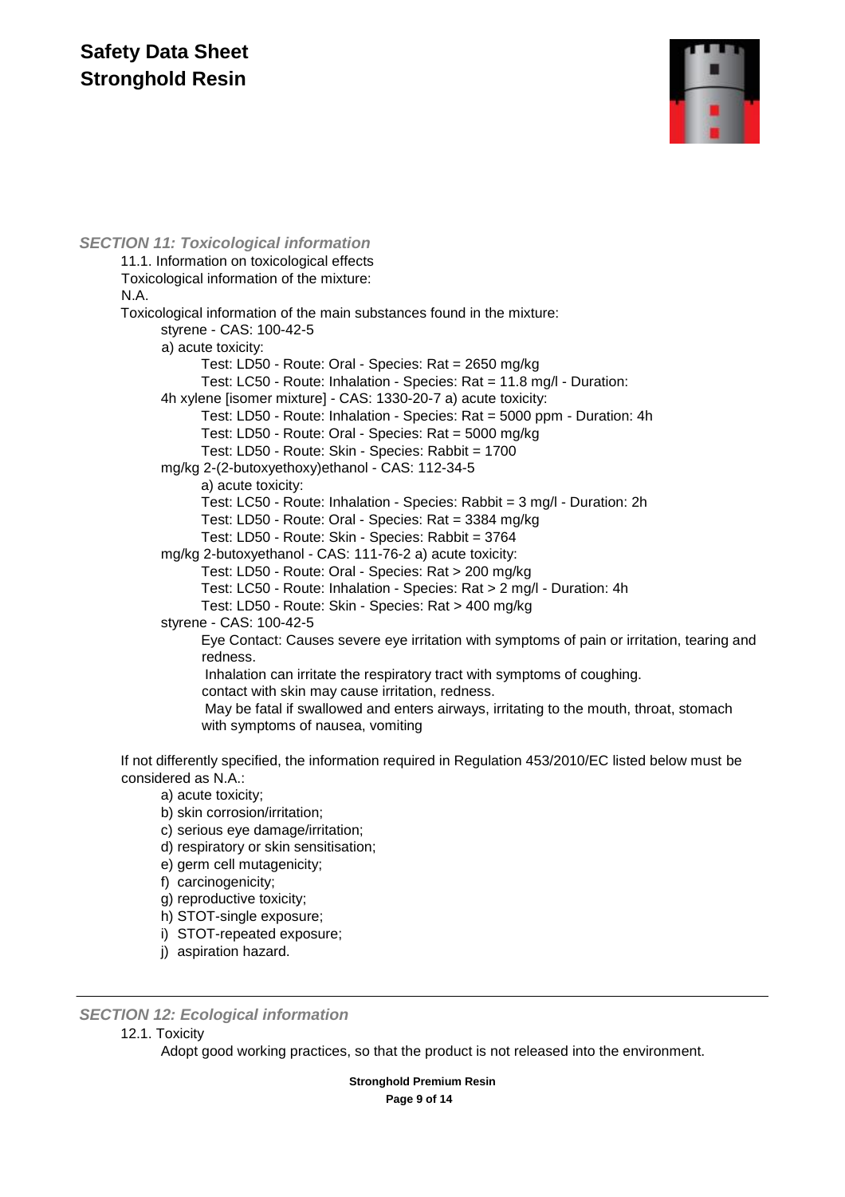### *SECTION 11: Toxicological information*

11.1. Information on toxicological effects

Toxicological information of the mixture:

N.A.

Toxicological information of the main substances found in the mixture:

styrene - CAS: 100-42-5

a) acute toxicity:

Test: LD50 - Route: Oral - Species: Rat = 2650 mg/kg

Test: LC50 - Route: Inhalation - Species: Rat = 11.8 mg/l - Duration:

4h xylene [isomer mixture] - CAS: 1330-20-7 a) acute toxicity:

Test: LD50 - Route: Inhalation - Species: Rat = 5000 ppm - Duration: 4h

Test: LD50 - Route: Oral - Species: Rat = 5000 mg/kg

Test: LD50 - Route: Skin - Species: Rabbit = 1700

mg/kg 2-(2-butoxyethoxy)ethanol - CAS: 112-34-5

a) acute toxicity:

Test: LC50 - Route: Inhalation - Species: Rabbit = 3 mg/l - Duration: 2h

Test: LD50 - Route: Oral - Species: Rat = 3384 mg/kg

Test: LD50 - Route: Skin - Species: Rabbit = 3764

mg/kg 2-butoxyethanol - CAS: 111-76-2 a) acute toxicity:

Test: LD50 - Route: Oral - Species: Rat > 200 mg/kg

Test: LC50 - Route: Inhalation - Species: Rat > 2 mg/l - Duration: 4h

Test: LD50 - Route: Skin - Species: Rat > 400 mg/kg

styrene - CAS: 100-42-5

Eye Contact: Causes severe eye irritation with symptoms of pain or irritation, tearing and redness.

Inhalation can irritate the respiratory tract with symptoms of coughing.

contact with skin may cause irritation, redness.

May be fatal if swallowed and enters airways, irritating to the mouth, throat, stomach with symptoms of nausea, vomiting

If not differently specified, the information required in Regulation 453/2010/EC listed below must be considered as N.A.:

a) acute toxicity;
b) skin corrosion/irritation;
c) serious eye damage/irritation;
d) respiratory or skin sensitisation;
e) germ cell mutagenicity;
f) carcinogenicity;
g) reproductive toxicity;
h) STOT-single exposure;
i) STOT-repeated exposure;
j) aspiration hazard.

---

### *SECTION 12: Ecological information*

12.1. Toxicity

Adopt good working practices, so that the product is not released into the environment.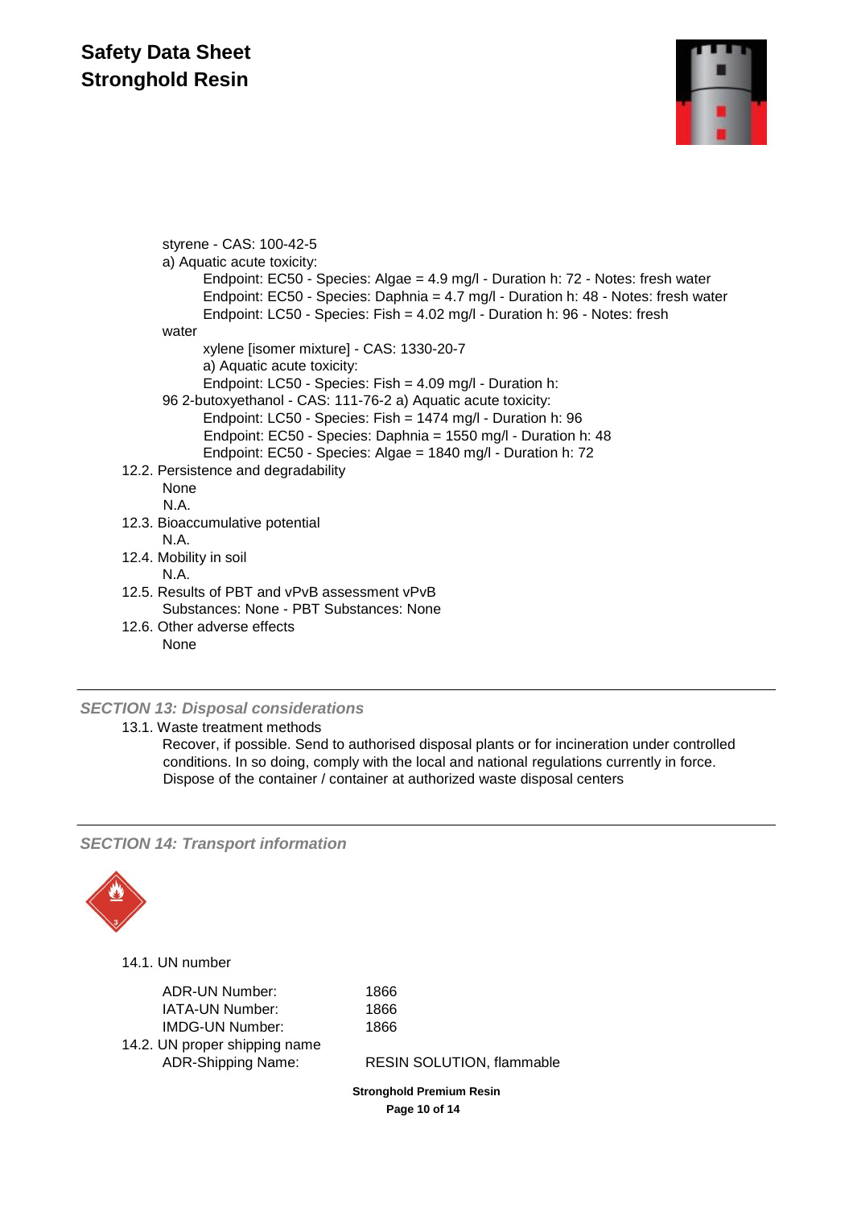styrene - CAS: 100-42-5

a) Aquatic acute toxicity:

Endpoint: EC50 - Species: Algae = 4.9 mg/l - Duration h: 72 - Notes: fresh water
Endpoint: EC50 - Species: Daphnia = 4.7 mg/l - Duration h: 48 - Notes: fresh water
Endpoint: LC50 - Species: Fish = 4.02 mg/l - Duration h: 96 - Notes: fresh water

xylene [isomer mixture] - CAS: 1330-20-7

a) Aquatic acute toxicity:

Endpoint: LC50 - Species: Fish = 4.09 mg/l - Duration h: 96

2-butoxyethanol - CAS: 111-76-2 a) Aquatic acute toxicity:

Endpoint: LC50 - Species: Fish = 1474 mg/l - Duration h: 96
Endpoint: EC50 - Species: Daphnia = 1550 mg/l - Duration h: 48
Endpoint: EC50 - Species: Algae = 1840 mg/l - Duration h: 72

12.2. Persistence and degradability

None
N.A.

12.3. Bioaccumulative potential

N.A.

12.4. Mobility in soil

N.A.

12.5. Results of PBT and vPvB assessment vPvB

Substances: None - PBT Substances: None

12.6. Other adverse effects

None

## *SECTION 13: Disposal considerations*

13.1. Waste treatment methods

Recover, if possible. Send to authorised disposal plants or for incineration under controlled conditions. In so doing, comply with the local and national regulations currently in force. Dispose of the container / container at authorized waste disposal centers

## *SECTION 14: Transport information*

14.1. UN number

| | |
|---|---|
| ADR-UN Number: | 1866 |
| IATA-UN Number: | 1866 |
| IMDG-UN Number: | 1866 |

14.2. UN proper shipping name

| | |
|---|---|
| ADR-Shipping Name: | RESIN SOLUTION, flammable |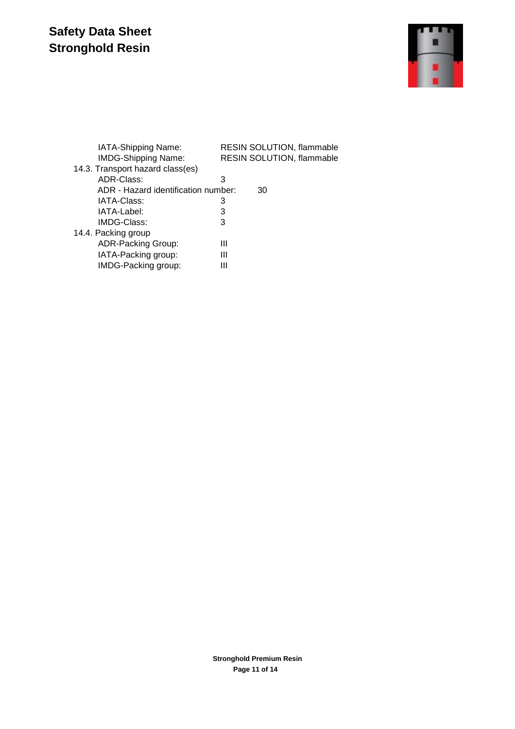IATA-Shipping Name: RESIN SOLUTION, flammable
IMDG-Shipping Name: RESIN SOLUTION, flammable

14.3. Transport hazard class(es)

ADR-Class: 3
ADR - Hazard identification number: 30
IATA-Class: 3
IATA-Label: 3
IMDG-Class: 3

14.4. Packing group

ADR-Packing Group: III
IATA-Packing group: III
IMDG-Packing group: III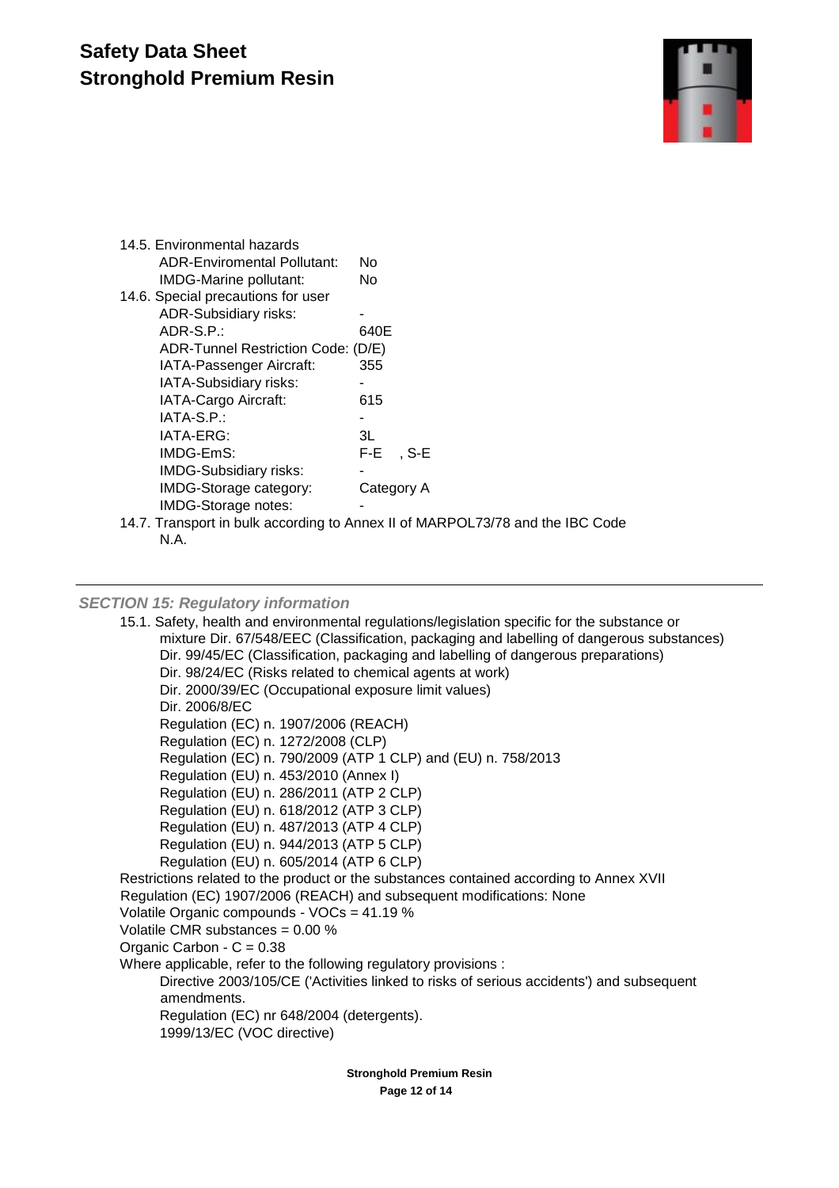14.5. Environmental hazards

| | |
|---|---|
| ADR-Enviromental Pollutant: | No |
| IMDG-Marine pollutant: | No |

14.6. Special precautions for user

| | |
|---|---|
| ADR-Subsidiary risks: | - |
| ADR-S.P.: | 640E |
| ADR-Tunnel Restriction Code: | (D/E) |
| IATA-Passenger Aircraft: | 355 |
| IATA-Subsidiary risks: | - |
| IATA-Cargo Aircraft: | 615 |
| IATA-S.P.: | - |
| IATA-ERG: | 3L |
| IMDG-EmS: | F-E , S-E |
| IMDG-Subsidiary risks: | - |
| IMDG-Storage category: | Category A |
| IMDG-Storage notes: | - |

14.7. Transport in bulk according to Annex II of MARPOL73/78 and the IBC Code

N.A.

---

## *SECTION 15: Regulatory information*

15.1. Safety, health and environmental regulations/legislation specific for the substance or mixture Dir. 67/548/EEC (Classification, packaging and labelling of dangerous substances)

- Dir. 99/45/EC (Classification, packaging and labelling of dangerous preparations)
- Dir. 98/24/EC (Risks related to chemical agents at work)
- Dir. 2000/39/EC (Occupational exposure limit values)
- Dir. 2006/8/EC
- Regulation (EC) n. 1907/2006 (REACH)
- Regulation (EC) n. 1272/2008 (CLP)
- Regulation (EC) n. 790/2009 (ATP 1 CLP) and (EU) n. 758/2013
- Regulation (EU) n. 453/2010 (Annex I)
- Regulation (EU) n. 286/2011 (ATP 2 CLP)
- Regulation (EU) n. 618/2012 (ATP 3 CLP)
- Regulation (EU) n. 487/2013 (ATP 4 CLP)
- Regulation (EU) n. 944/2013 (ATP 5 CLP)
- Regulation (EU) n. 605/2014 (ATP 6 CLP)

Restrictions related to the product or the substances contained according to Annex XVII Regulation (EC) 1907/2006 (REACH) and subsequent modifications: None

Volatile Organic compounds - VOCs = 41.19 %

Volatile CMR substances = 0.00 %

Organic Carbon - C = 0.38

Where applicable, refer to the following regulatory provisions :

- Directive 2003/105/CE ('Activities linked to risks of serious accidents') and subsequent amendments.
- Regulation (EC) nr 648/2004 (detergents).
- 1999/13/EC (VOC directive)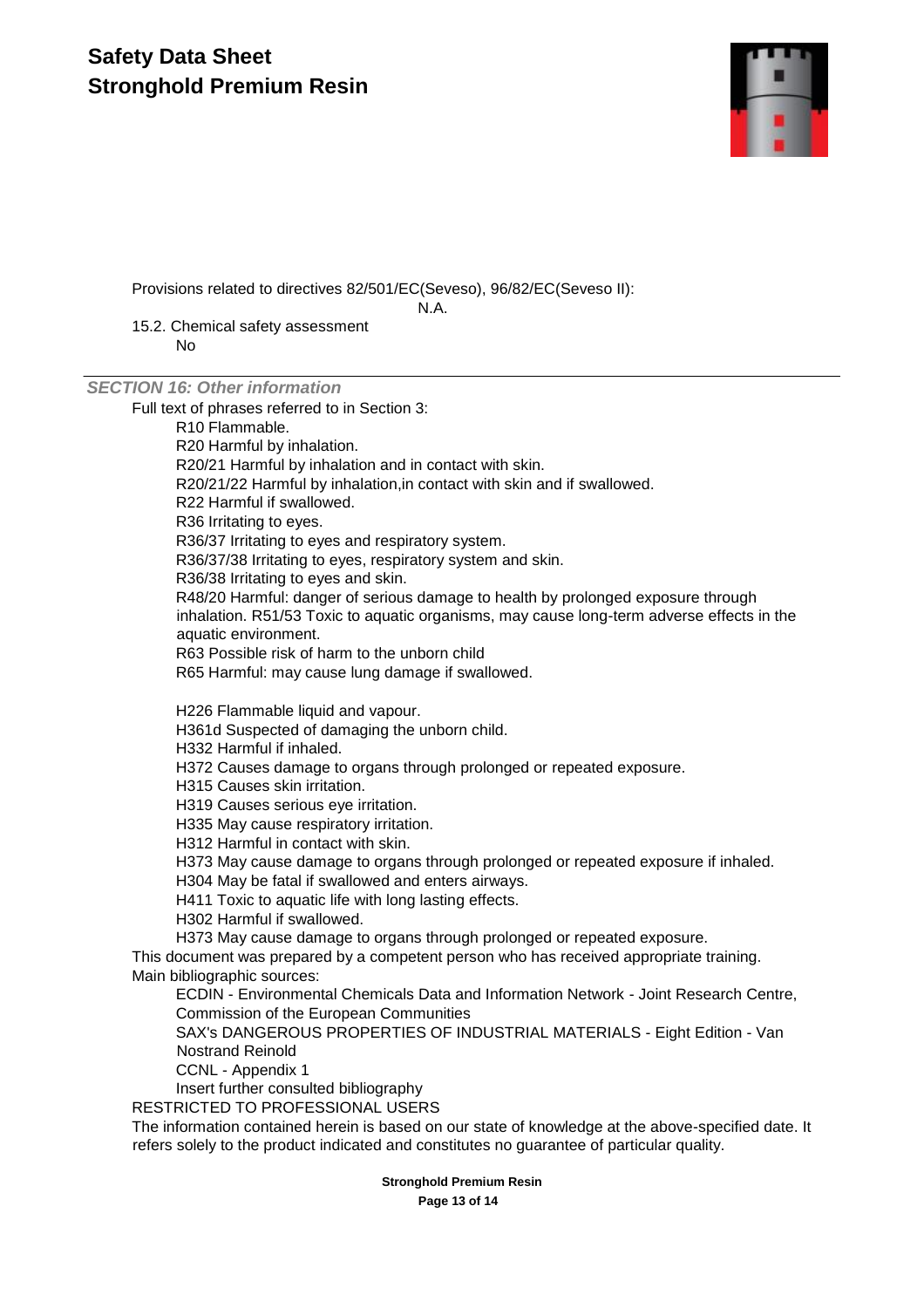Provisions related to directives 82/501/EC(Seveso), 96/82/EC(Seveso II):

N.A.

15.2. Chemical safety assessment

No

### *SECTION 16: Other information*

Full text of phrases referred to in Section 3:

R10 Flammable.
R20 Harmful by inhalation.
R20/21 Harmful by inhalation and in contact with skin.
R20/21/22 Harmful by inhalation,in contact with skin and if swallowed.
R22 Harmful if swallowed.
R36 Irritating to eyes.
R36/37 Irritating to eyes and respiratory system.
R36/37/38 Irritating to eyes, respiratory system and skin.
R36/38 Irritating to eyes and skin.
R48/20 Harmful: danger of serious damage to health by prolonged exposure through inhalation. R51/53 Toxic to aquatic organisms, may cause long-term adverse effects in the aquatic environment.
R63 Possible risk of harm to the unborn child
R65 Harmful: may cause lung damage if swallowed.

H226 Flammable liquid and vapour.
H361d Suspected of damaging the unborn child.
H332 Harmful if inhaled.
H372 Causes damage to organs through prolonged or repeated exposure.
H315 Causes skin irritation.
H319 Causes serious eye irritation.
H335 May cause respiratory irritation.
H312 Harmful in contact with skin.
H373 May cause damage to organs through prolonged or repeated exposure if inhaled.
H304 May be fatal if swallowed and enters airways.
H411 Toxic to aquatic life with long lasting effects.
H302 Harmful if swallowed.
H373 May cause damage to organs through prolonged or repeated exposure.

This document was prepared by a competent person who has received appropriate training.

Main bibliographic sources:

ECDIN - Environmental Chemicals Data and Information Network - Joint Research Centre, Commission of the European Communities
SAX's DANGEROUS PROPERTIES OF INDUSTRIAL MATERIALS - Eight Edition - Van Nostrand Reinold
CCNL - Appendix 1
Insert further consulted bibliography

RESTRICTED TO PROFESSIONAL USERS

The information contained herein is based on our state of knowledge at the above-specified date. It refers solely to the product indicated and constitutes no guarantee of particular quality.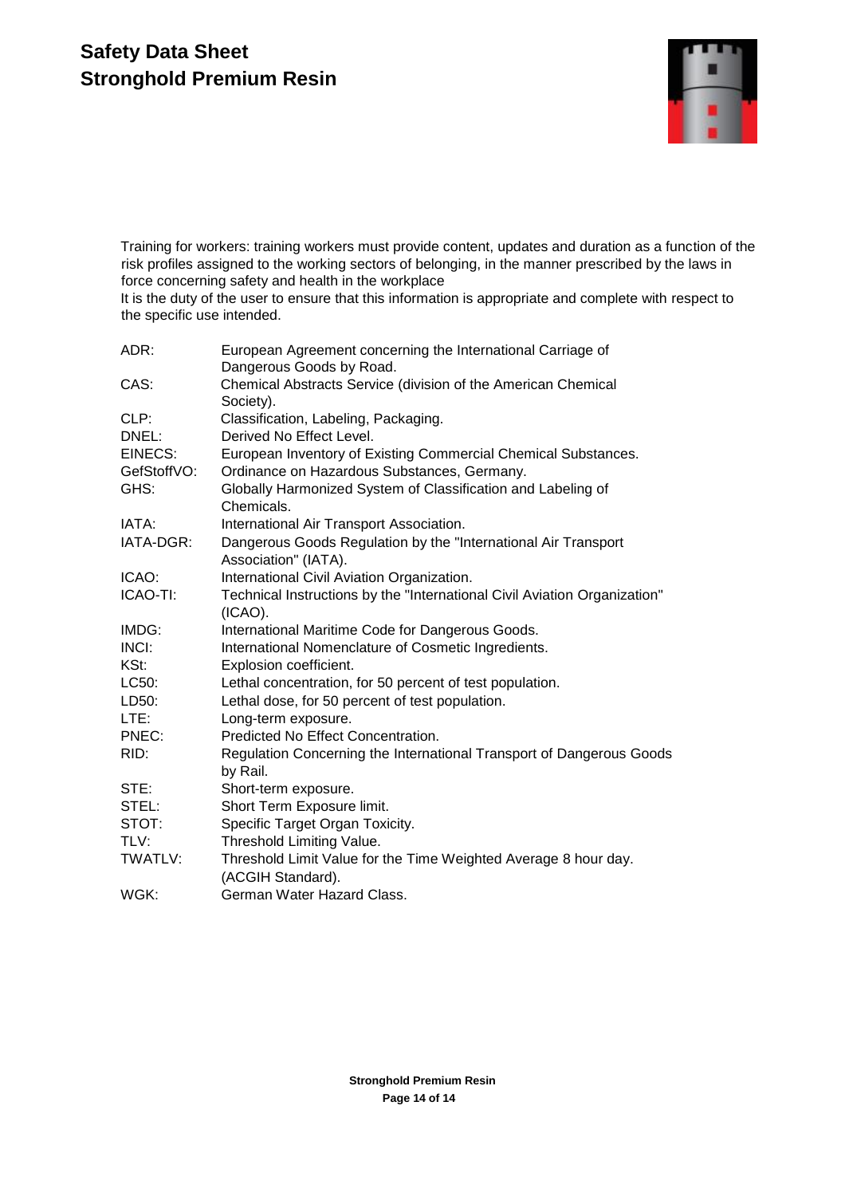Training for workers: training workers must provide content, updates and duration as a function of the risk profiles assigned to the working sectors of belonging, in the manner prescribed by the laws in force concerning safety and health in the workplace
It is the duty of the user to ensure that this information is appropriate and complete with respect to the specific use intended.

| | |
|---|---|
| ADR: | European Agreement concerning the International Carriage of Dangerous Goods by Road. |
| CAS: | Chemical Abstracts Service (division of the American Chemical Society). |
| CLP: | Classification, Labeling, Packaging. |
| DNEL: | Derived No Effect Level. |
| EINECS: | European Inventory of Existing Commercial Chemical Substances. |
| GefStoffVO: | Ordinance on Hazardous Substances, Germany. |
| GHS: | Globally Harmonized System of Classification and Labeling of Chemicals. |
| IATA: | International Air Transport Association. |
| IATA-DGR: | Dangerous Goods Regulation by the "International Air Transport Association" (IATA). |
| ICAO: | International Civil Aviation Organization. |
| ICAO-TI: | Technical Instructions by the "International Civil Aviation Organization" (ICAO). |
| IMDG: | International Maritime Code for Dangerous Goods. |
| INCI: | International Nomenclature of Cosmetic Ingredients. |
| KSt: | Explosion coefficient. |
| LC50: | Lethal concentration, for 50 percent of test population. |
| LD50: | Lethal dose, for 50 percent of test population. |
| LTE: | Long-term exposure. |
| PNEC: | Predicted No Effect Concentration. |
| RID: | Regulation Concerning the International Transport of Dangerous Goods by Rail. |
| STE: | Short-term exposure. |
| STEL: | Short Term Exposure limit. |
| STOT: | Specific Target Organ Toxicity. |
| TLV: | Threshold Limiting Value. |
| TWATLV: | Threshold Limit Value for the Time Weighted Average 8 hour day. (ACGIH Standard). |
| WGK: | German Water Hazard Class. |